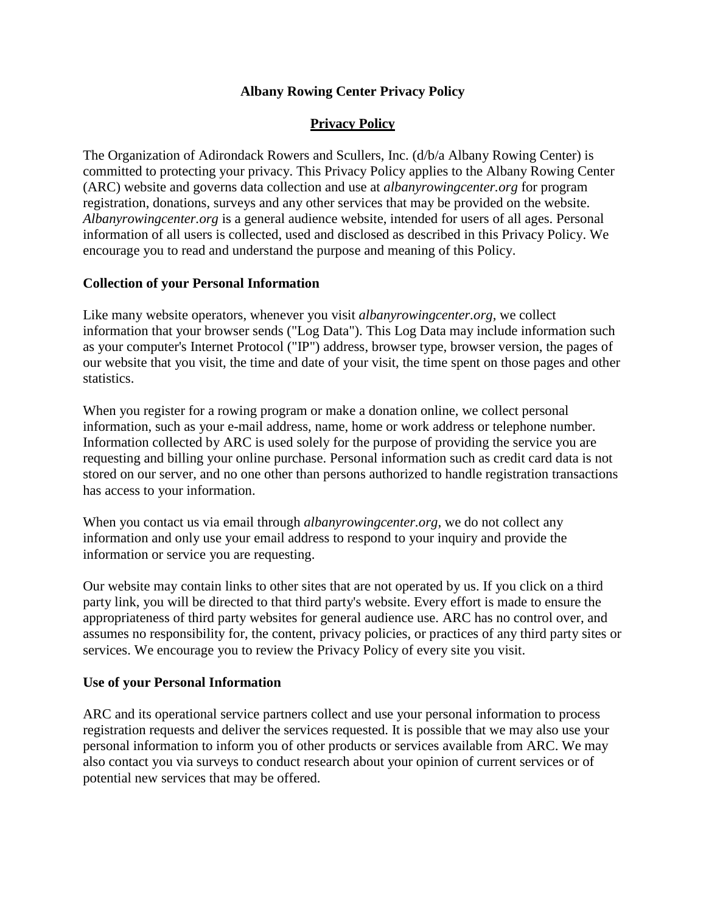# Albany Rowing Center Privacy Policy

## Privacy Policy

The Organization of Adirondack Rowers and Scullers, Inc. (d/b/a Albany Rowing Center) is committed to protecting your privacy. This Privacy Policy applies to the Albany Rowing Center (ARC) website and governs data collection and use at *albanyrowingcenter.org* for program registration, donations, surveys and any other services that may be provided on the website. *Albanyrowingcenter.org* is a general audience website, intended for users of all ages. Personal information of all users is collected, used and disclosed as described in this Privacy Policy. We encourage you to read and understand the purpose and meaning of this Policy.

### Collection of your Personal Information

Like many website operators, whenever you visit *albanyrowingcenter.org*, we collect information that your browser sends ("Log Data"). This Log Data may include information such as your computer's Internet Protocol ("IP") address, browser type, browser version, the pages of our website that you visit, the time and date of your visit, the time spent on those pages and other statistics.

When you register for a rowing program or make a donation online, we collect personal information, such as your e-mail address, name, home or work address or telephone number. Information collected by ARC is used solely for the purpose of providing the service you are requesting and billing your online purchase. Personal information such as credit card data is not stored on our server, and no one other than persons authorized to handle registration transactions has access to your information.

When you contact us via email through *albanyrowingcenter.org*, we do not collect any information and only use your email address to respond to your inquiry and provide the information or service you are requesting.

Our website may contain links to other sites that are not operated by us. If you click on a third party link, you will be directed to that third party's website. Every effort is made to ensure the appropriateness of third party websites for general audience use. ARC has no control over, and assumes no responsibility for, the content, privacy policies, or practices of any third party sites or services. We encourage you to review the Privacy Policy of every site you visit.

### Use of your Personal Information

ARC and its operational service partners collect and use your personal information to process registration requests and deliver the services requested. It is possible that we may also use your personal information to inform you of other products or services available from ARC. We may also contact you via surveys to conduct research about your opinion of current services or of potential new services that may be offered.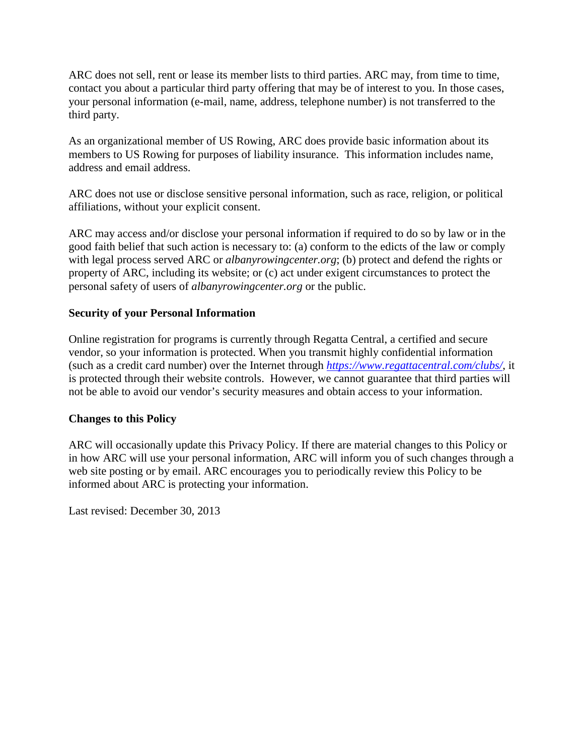ARC does not sell, rent or lease its member lists to third parties. ARC may, from time to time, contact you about a particular third party offering that may be of interest to you. In those cases, your personal information (e-mail, name, address, telephone number) is not transferred to the third party.

As an organizational member of US Rowing, ARC does provide basic information about its members to US Rowing for purposes of liability insurance. This information includes name, address and email address.

ARC does not use or disclose sensitive personal information, such as race, religion, or political affiliations, without your explicit consent.

ARC may access and/or disclose your personal information if required to do so by law or in the good faith belief that such action is necessary to: (a) conform to the edicts of the law or comply with legal process served ARC or *albanyrowingcenter.org*; (b) protect and defend the rights or property of ARC, including its website; or (c) act under exigent circumstances to protect the personal safety of users of *albanyrowingcenter.org* or the public.

**Security of your Personal Information**

Online registration for programs is currently through Regatta Central, a certified and secure vendor, so your information is protected. When you transmit highly confidential information (such as a credit card number) over the Internet through *[https://www.regattacentral.com/clubs/](https://www.regattacentral.com/clubs/)*, it is protected through their website controls. However, we cannot guarantee that third parties will not be able to avoid our vendor's security measures and obtain access to your information.

**Changes to this Policy**

ARC will occasionally update this Privacy Policy. If there are material changes to this Policy or in how ARC will use your personal information, ARC will inform you of such changes through a web site posting or by email. ARC encourages you to periodically review this Policy to be informed about ARC is protecting your information.

Last revised: December 30, 2013